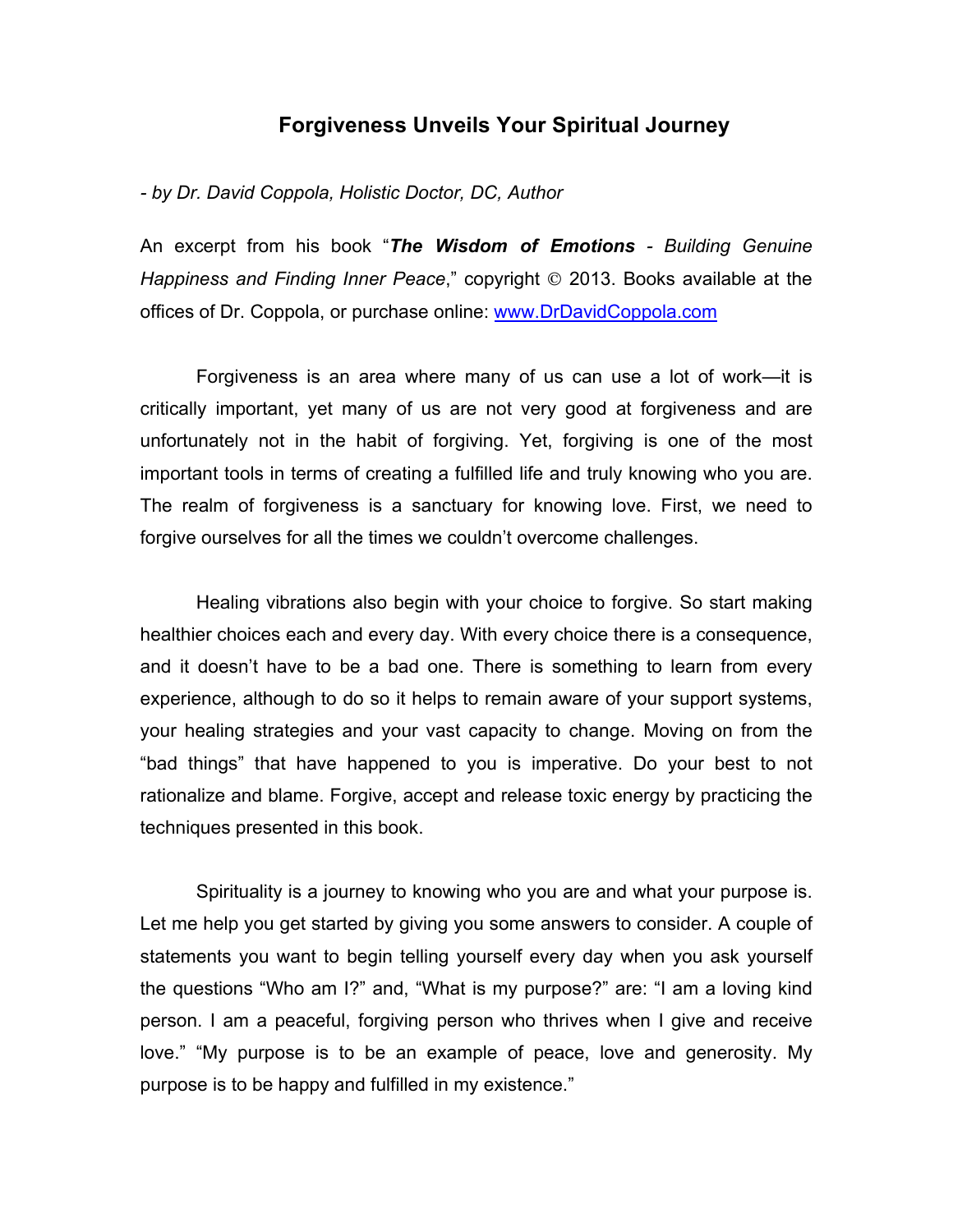# Forgiveness Unveils Your Spiritual Journey

*- by Dr. David Coppola, Holistic Doctor, DC, Author*

An excerpt from his book "***The Wisdom of Emotions*** - *Building Genuine Happiness and Finding Inner Peace*," copyright © 2013. Books available at the offices of Dr. Coppola, or purchase online: [www.DrDavidCoppola.com](http://www.DrDavidCoppola.com)

Forgiveness is an area where many of us can use a lot of work—it is critically important, yet many of us are not very good at forgiveness and are unfortunately not in the habit of forgiving. Yet, forgiving is one of the most important tools in terms of creating a fulfilled life and truly knowing who you are. The realm of forgiveness is a sanctuary for knowing love. First, we need to forgive ourselves for all the times we couldn't overcome challenges.

Healing vibrations also begin with your choice to forgive. So start making healthier choices each and every day. With every choice there is a consequence, and it doesn't have to be a bad one. There is something to learn from every experience, although to do so it helps to remain aware of your support systems, your healing strategies and your vast capacity to change. Moving on from the "bad things" that have happened to you is imperative. Do your best to not rationalize and blame. Forgive, accept and release toxic energy by practicing the techniques presented in this book.

Spirituality is a journey to knowing who you are and what your purpose is. Let me help you get started by giving you some answers to consider. A couple of statements you want to begin telling yourself every day when you ask yourself the questions "Who am I?" and, "What is my purpose?" are: "I am a loving kind person. I am a peaceful, forgiving person who thrives when I give and receive love." "My purpose is to be an example of peace, love and generosity. My purpose is to be happy and fulfilled in my existence."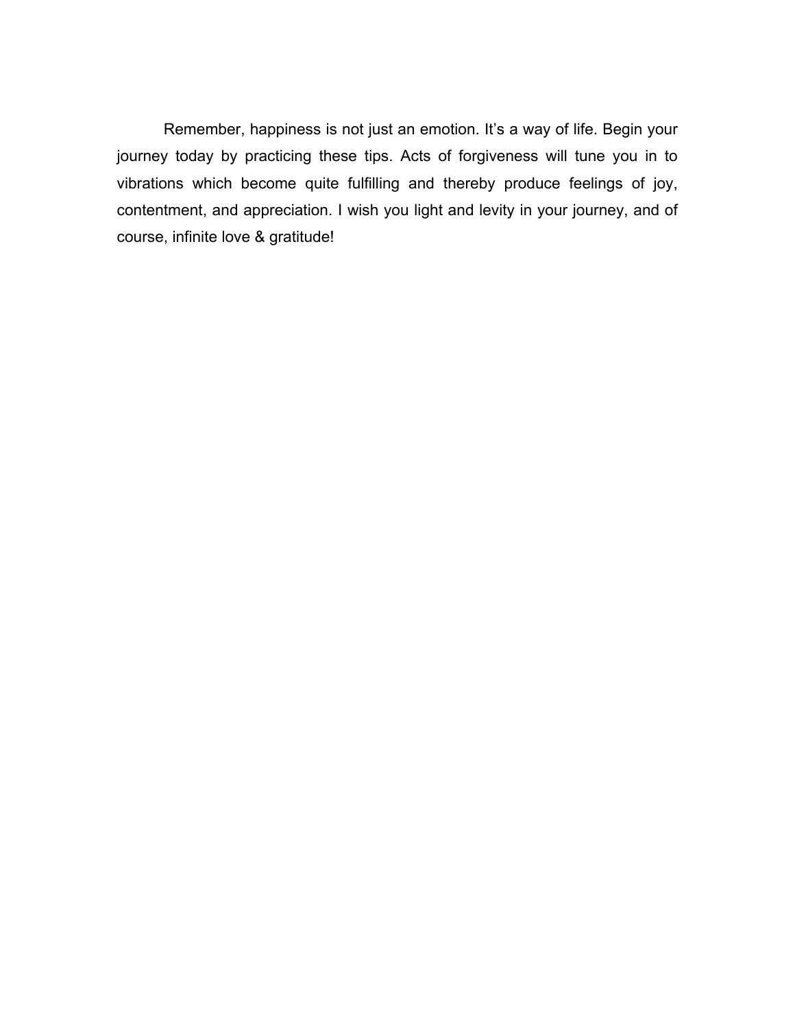Remember, happiness is not just an emotion. It’s a way of life. Begin your journey today by practicing these tips. Acts of forgiveness will tune you in to vibrations which become quite fulfilling and thereby produce feelings of joy, contentment, and appreciation. I wish you light and levity in your journey, and of course, infinite love & gratitude!